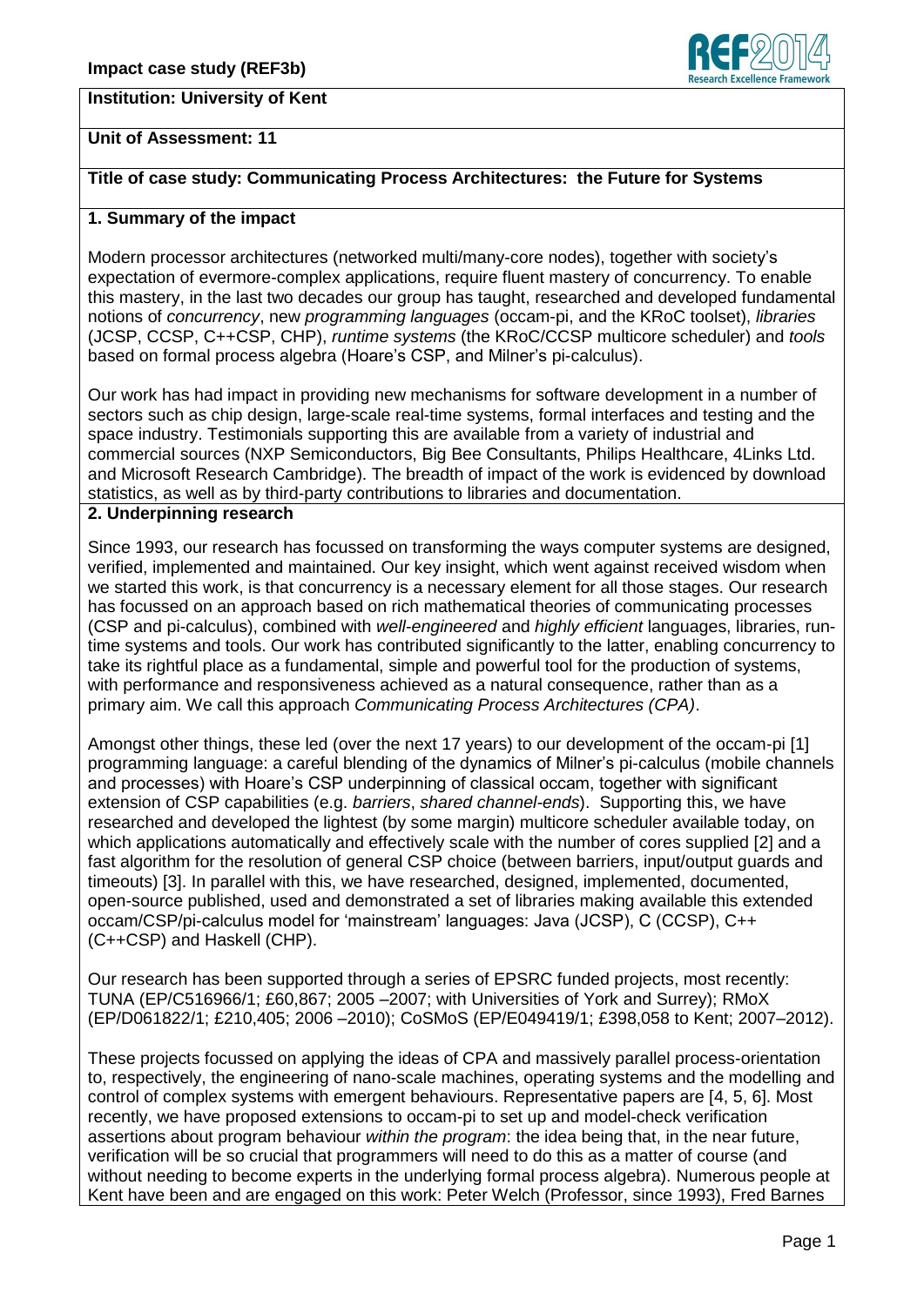**Impact case study (REF3b)**

**Institution: University of Kent**

**Unit of Assessment: 11**

**Title of case study: Communicating Process Architectures: the Future for Systems**

## 1. Summary of the impact

Modern processor architectures (networked multi/many-core nodes), together with society's expectation of evermore-complex applications, require fluent mastery of concurrency. To enable this mastery, in the last two decades our group has taught, researched and developed fundamental notions of *concurrency*, new *programming languages* (occam-pi, and the KRoC toolset), *libraries* (JCSP, CCSP, C++CSP, CHP), *runtime systems* (the KRoC/CCSP multicore scheduler) and *tools* based on formal process algebra (Hoare's CSP, and Milner's pi-calculus).

Our work has had impact in providing new mechanisms for software development in a number of sectors such as chip design, large-scale real-time systems, formal interfaces and testing and the space industry. Testimonials supporting this are available from a variety of industrial and commercial sources (NXP Semiconductors, Big Bee Consultants, Philips Healthcare, 4Links Ltd. and Microsoft Research Cambridge). The breadth of impact of the work is evidenced by download statistics, as well as by third-party contributions to libraries and documentation.

## 2. Underpinning research

Since 1993, our research has focussed on transforming the ways computer systems are designed, verified, implemented and maintained. Our key insight, which went against received wisdom when we started this work, is that concurrency is a necessary element for all those stages. Our research has focussed on an approach based on rich mathematical theories of communicating processes (CSP and pi-calculus), combined with *well-engineered* and *highly efficient* languages, libraries, run-time systems and tools. Our work has contributed significantly to the latter, enabling concurrency to take its rightful place as a fundamental, simple and powerful tool for the production of systems, with performance and responsiveness achieved as a natural consequence, rather than as a primary aim. We call this approach *Communicating Process Architectures (CPA)*.

Amongst other things, these led (over the next 17 years) to our development of the occam-pi [1] programming language: a careful blending of the dynamics of Milner's pi-calculus (mobile channels and processes) with Hoare's CSP underpinning of classical occam, together with significant extension of CSP capabilities (e.g. *barriers*, *shared channel-ends*). Supporting this, we have researched and developed the lightest (by some margin) multicore scheduler available today, on which applications automatically and effectively scale with the number of cores supplied [2] and a fast algorithm for the resolution of general CSP choice (between barriers, input/output guards and timeouts) [3]. In parallel with this, we have researched, designed, implemented, documented, open-source published, used and demonstrated a set of libraries making available this extended occam/CSP/pi-calculus model for 'mainstream' languages: Java (JCSP), C (CCSP), C++ (C++CSP) and Haskell (CHP).

Our research has been supported through a series of EPSRC funded projects, most recently: TUNA (EP/C516966/1; £60,867; 2005 –2007; with Universities of York and Surrey); RMoX (EP/D061822/1; £210,405; 2006 –2010); CoSMoS (EP/E049419/1; £398,058 to Kent; 2007–2012).

These projects focussed on applying the ideas of CPA and massively parallel process-orientation to, respectively, the engineering of nano-scale machines, operating systems and the modelling and control of complex systems with emergent behaviours. Representative papers are [4, 5, 6]. Most recently, we have proposed extensions to occam-pi to set up and model-check verification assertions about program behaviour *within the program*: the idea being that, in the near future, verification will be so crucial that programmers will need to do this as a matter of course (and without needing to become experts in the underlying formal process algebra). Numerous people at Kent have been and are engaged on this work: Peter Welch (Professor, since 1993), Fred Barnes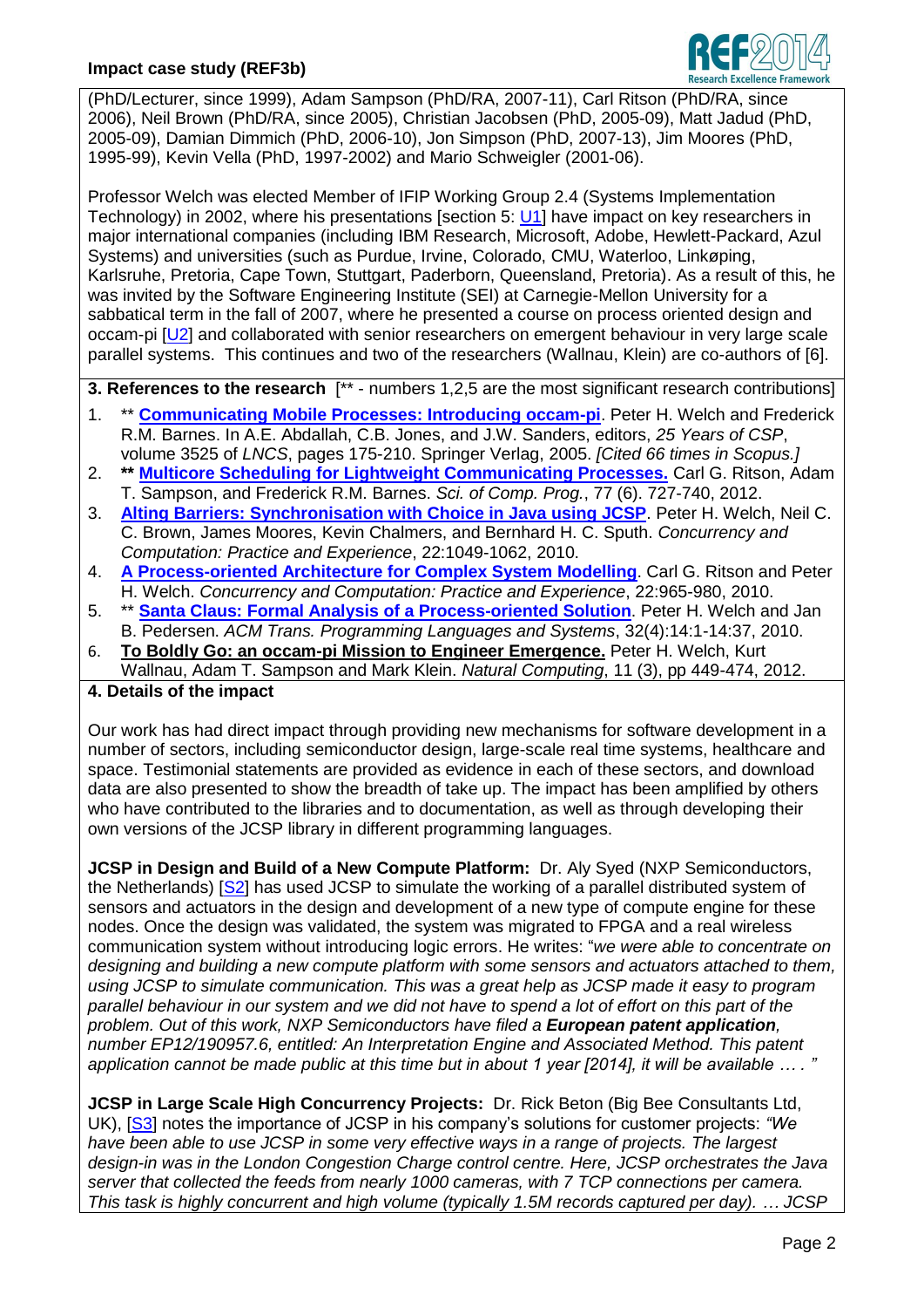(PhD/Lecturer, since 1999), Adam Sampson (PhD/RA, 2007-11), Carl Ritson (PhD/RA, since 2006), Neil Brown (PhD/RA, since 2005), Christian Jacobsen (PhD, 2005-09), Matt Jadud (PhD, 2005-09), Damian Dimmich (PhD, 2006-10), Jon Simpson (PhD, 2007-13), Jim Moores (PhD, 1995-99), Kevin Vella (PhD, 1997-2002) and Mario Schweigler (2001-06).

Professor Welch was elected Member of IFIP Working Group 2.4 (Systems Implementation Technology) in 2002, where his presentations [section 5: U1] have impact on key researchers in major international companies (including IBM Research, Microsoft, Adobe, Hewlett-Packard, Azul Systems) and universities (such as Purdue, Irvine, Colorado, CMU, Waterloo, Linkøping, Karlsruhe, Pretoria, Cape Town, Stuttgart, Paderborn, Queensland, Pretoria). As a result of this, he was invited by the Software Engineering Institute (SEI) at Carnegie-Mellon University for a sabbatical term in the fall of 2007, where he presented a course on process oriented design and occam-pi [U2] and collaborated with senior researchers on emergent behaviour in very large scale parallel systems. This continues and two of the researchers (Wallnau, Klein) are co-authors of [6].

**3. References to the research** [** - numbers 1,2,5 are the most significant research contributions]

1. ** **Communicating Mobile Processes: Introducing occam-pi**. Peter H. Welch and Frederick R.M. Barnes. In A.E. Abdallah, C.B. Jones, and J.W. Sanders, editors, *25 Years of CSP*, volume 3525 of *LNCS*, pages 175-210. Springer Verlag, 2005. *[Cited 66 times in Scopus.]*
2. ** **Multicore Scheduling for Lightweight Communicating Processes.** Carl G. Ritson, Adam T. Sampson, and Frederick R.M. Barnes. *Sci. of Comp. Prog.*, 77 (6). 727-740, 2012.
3. **Alting Barriers: Synchronisation with Choice in Java using JCSP**. Peter H. Welch, Neil C. C. Brown, James Moores, Kevin Chalmers, and Bernhard H. C. Sputh. *Concurrency and Computation: Practice and Experience*, 22:1049-1062, 2010.
4. **A Process-oriented Architecture for Complex System Modelling**. Carl G. Ritson and Peter H. Welch. *Concurrency and Computation: Practice and Experience*, 22:965-980, 2010.
5. ** **Santa Claus: Formal Analysis of a Process-oriented Solution**. Peter H. Welch and Jan B. Pedersen. *ACM Trans. Programming Languages and Systems*, 32(4):14:1-14:37, 2010.
6. **To Boldly Go: an occam-pi Mission to Engineer Emergence.** Peter H. Welch, Kurt Wallnau, Adam T. Sampson and Mark Klein. *Natural Computing*, 11 (3), pp 449-474, 2012.

**4. Details of the impact**

Our work has had direct impact through providing new mechanisms for software development in a number of sectors, including semiconductor design, large-scale real time systems, healthcare and space. Testimonial statements are provided as evidence in each of these sectors, and download data are also presented to show the breadth of take up. The impact has been amplified by others who have contributed to the libraries and to documentation, as well as through developing their own versions of the JCSP library in different programming languages.

**JCSP in Design and Build of a New Compute Platform:** Dr. Aly Syed (NXP Semiconductors, the Netherlands) [S2] has used JCSP to simulate the working of a parallel distributed system of sensors and actuators in the design and development of a new type of compute engine for these nodes. Once the design was validated, the system was migrated to FPGA and a real wireless communication system without introducing logic errors. He writes: "*we were able to concentrate on designing and building a new compute platform with some sensors and actuators attached to them, using JCSP to simulate communication. This was a great help as JCSP made it easy to program parallel behaviour in our system and we did not have to spend a lot of effort on this part of the problem. Out of this work, NXP Semiconductors have filed a* ***European patent application****, number EP12/190957.6, entitled: An Interpretation Engine and Associated Method. This patent application cannot be made public at this time but in about 1 year [2014], it will be available … .*"

**JCSP in Large Scale High Concurrency Projects:** Dr. Rick Beton (Big Bee Consultants Ltd, UK), [S3] notes the importance of JCSP in his company's solutions for customer projects: *"We have been able to use JCSP in some very effective ways in a range of projects. The largest design-in was in the London Congestion Charge control centre. Here, JCSP orchestrates the Java server that collected the feeds from nearly 1000 cameras, with 7 TCP connections per camera. This task is highly concurrent and high volume (typically 1.5M records captured per day). … JCSP*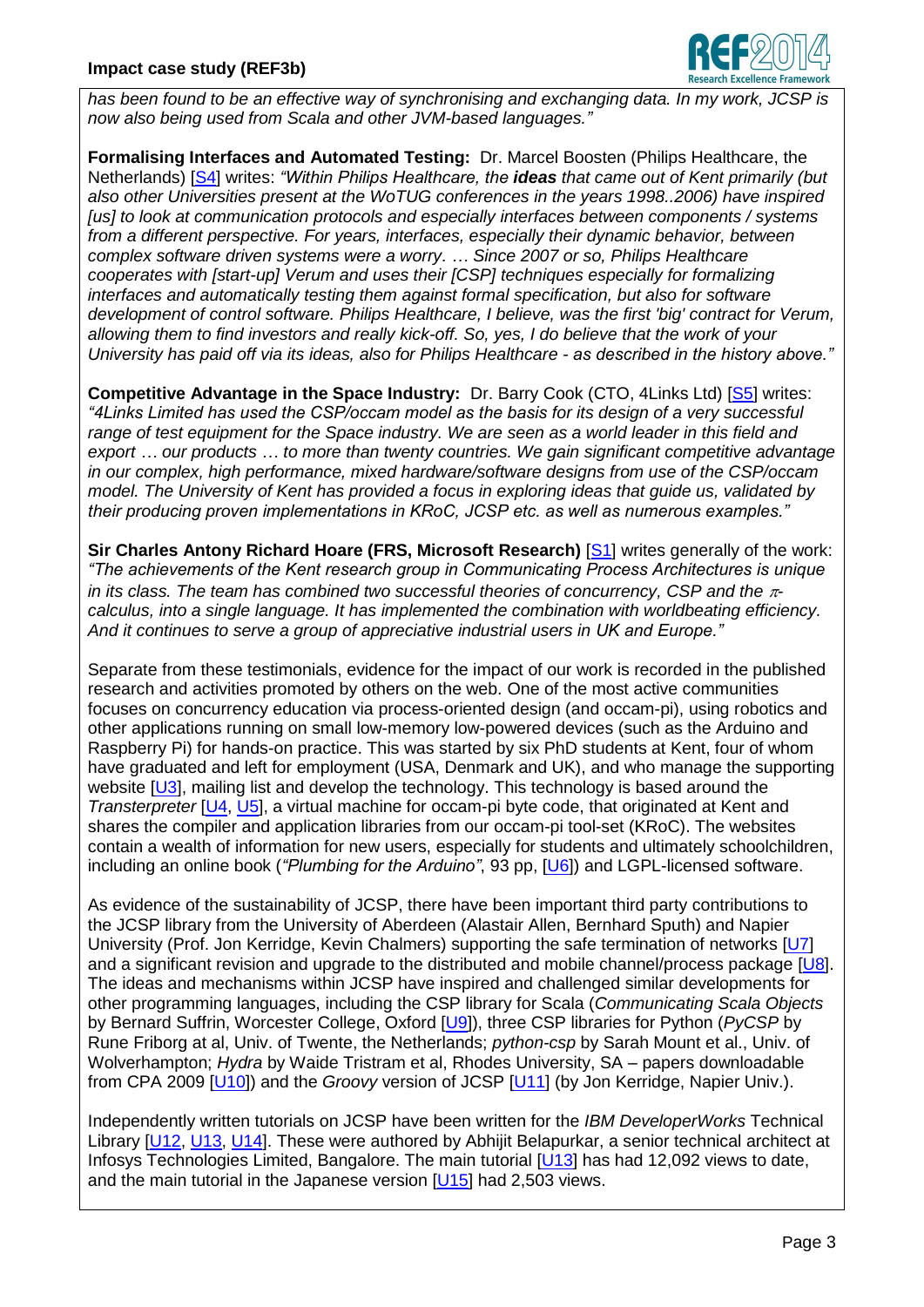*has been found to be an effective way of synchronising and exchanging data. In my work, JCSP is now also being used from Scala and other JVM-based languages."*

**Formalising Interfaces and Automated Testing:** Dr. Marcel Boosten (Philips Healthcare, the Netherlands) [S4] writes: *"Within Philips Healthcare, the **ideas** that came out of Kent primarily (but also other Universities present at the WoTUG conferences in the years 1998..2006) have inspired [us] to look at communication protocols and especially interfaces between components / systems from a different perspective. For years, interfaces, especially their dynamic behavior, between complex software driven systems were a worry. … Since 2007 or so, Philips Healthcare cooperates with [start-up] Verum and uses their [CSP] techniques especially for formalizing interfaces and automatically testing them against formal specification, but also for software development of control software. Philips Healthcare, I believe, was the first 'big' contract for Verum, allowing them to find investors and really kick-off. So, yes, I do believe that the work of your University has paid off via its ideas, also for Philips Healthcare - as described in the history above."*

**Competitive Advantage in the Space Industry:** Dr. Barry Cook (CTO, 4Links Ltd) [S5] writes: *"4Links Limited has used the CSP/occam model as the basis for its design of a very successful range of test equipment for the Space industry. We are seen as a world leader in this field and export … our products … to more than twenty countries. We gain significant competitive advantage in our complex, high performance, mixed hardware/software designs from use of the CSP/occam model. The University of Kent has provided a focus in exploring ideas that guide us, validated by their producing proven implementations in KRoC, JCSP etc. as well as numerous examples."*

**Sir Charles Antony Richard Hoare (FRS, Microsoft Research)** [S1] writes generally of the work: *"The achievements of the Kent research group in Communicating Process Architectures is unique in its class. The team has combined two successful theories of concurrency, CSP and the $\pi$-calculus, into a single language. It has implemented the combination with worldbeating efficiency. And it continues to serve a group of appreciative industrial users in UK and Europe."*

Separate from these testimonials, evidence for the impact of our work is recorded in the published research and activities promoted by others on the web. One of the most active communities focuses on concurrency education via process-oriented design (and occam-pi), using robotics and other applications running on small low-memory low-powered devices (such as the Arduino and Raspberry Pi) for hands-on practice. This was started by six PhD students at Kent, four of whom have graduated and left for employment (USA, Denmark and UK), and who manage the supporting website [U3], mailing list and develop the technology. This technology is based around the *Transterpreter* [U4, U5], a virtual machine for occam-pi byte code, that originated at Kent and shares the compiler and application libraries from our occam-pi tool-set (KRoC). The websites contain a wealth of information for new users, especially for students and ultimately schoolchildren, including an online book (*"Plumbing for the Arduino"*, 93 pp, [U6]) and LGPL-licensed software.

As evidence of the sustainability of JCSP, there have been important third party contributions to the JCSP library from the University of Aberdeen (Alastair Allen, Bernhard Sputh) and Napier University (Prof. Jon Kerridge, Kevin Chalmers) supporting the safe termination of networks [U7] and a significant revision and upgrade to the distributed and mobile channel/process package [U8]. The ideas and mechanisms within JCSP have inspired and challenged similar developments for other programming languages, including the CSP library for Scala (*Communicating Scala Objects* by Bernard Suffrin, Worcester College, Oxford [U9]), three CSP libraries for Python (*PyCSP* by Rune Friborg at al, Univ. of Twente, the Netherlands; *python-csp* by Sarah Mount et al., Univ. of Wolverhampton; *Hydra* by Waide Tristram et al, Rhodes University, SA – papers downloadable from CPA 2009 [U10]) and the *Groovy* version of JCSP [U11] (by Jon Kerridge, Napier Univ.).

Independently written tutorials on JCSP have been written for the *IBM DeveloperWorks* Technical Library [U12, U13, U14]. These were authored by Abhijit Belapurkar, a senior technical architect at Infosys Technologies Limited, Bangalore. The main tutorial [U13] has had 12,092 views to date, and the main tutorial in the Japanese version [U15] had 2,503 views.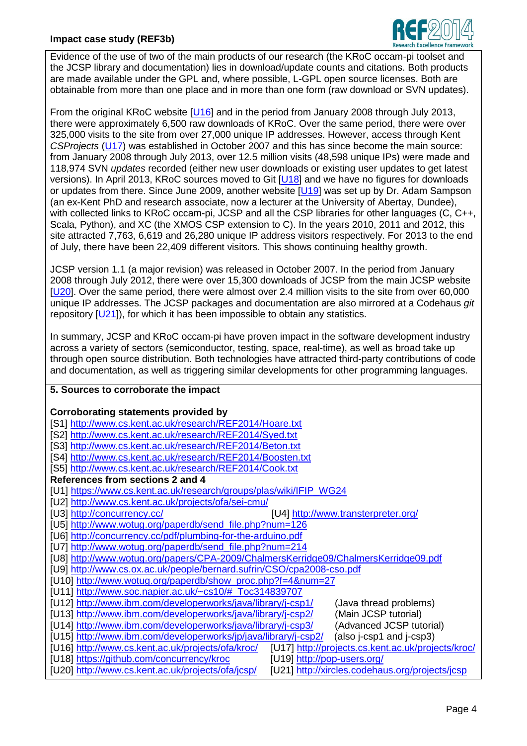Evidence of the use of two of the main products of our research (the KRoC occam-pi toolset and the JCSP library and documentation) lies in download/update counts and citations. Both products are made available under the GPL and, where possible, L-GPL open source licenses. Both are obtainable from more than one place and in more than one form (raw download or SVN updates).

From the original KRoC website [U16] and in the period from January 2008 through July 2013, there were approximately 6,500 raw downloads of KRoC. Over the same period, there were over 325,000 visits to the site from over 27,000 unique IP addresses. However, access through Kent *CSProjects* (U17) was established in October 2007 and this has since become the main source: from January 2008 through July 2013, over 12.5 million visits (48,598 unique IPs) were made and 118,974 SVN *updates* recorded (either new user downloads or existing user updates to get latest versions). In April 2013, KRoC sources moved to Git [U18] and we have no figures for downloads or updates from there. Since June 2009, another website [U19] was set up by Dr. Adam Sampson (an ex-Kent PhD and research associate, now a lecturer at the University of Abertay, Dundee), with collected links to KRoC occam-pi, JCSP and all the CSP libraries for other languages (C, C++, Scala, Python), and XC (the XMOS CSP extension to C). In the years 2010, 2011 and 2012, this site attracted 7,763, 6,619 and 26,280 unique IP address visitors respectively. For 2013 to the end of July, there have been 22,409 different visitors. This shows continuing healthy growth.

JCSP version 1.1 (a major revision) was released in October 2007. In the period from January 2008 through July 2012, there were over 15,300 downloads of JCSP from the main JCSP website [U20]. Over the same period, there were almost over 2.4 million visits to the site from over 60,000 unique IP addresses. The JCSP packages and documentation are also mirrored at a Codehaus *git* repository [U21]), for which it has been impossible to obtain any statistics.

In summary, JCSP and KRoC occam-pi have proven impact in the software development industry across a variety of sectors (semiconductor, testing, space, real-time), as well as broad take up through open source distribution. Both technologies have attracted third-party contributions of code and documentation, as well as triggering similar developments for other programming languages.

## 5. Sources to corroborate the impact

**Corroborating statements provided by**

[S1] http://www.cs.kent.ac.uk/research/REF2014/Hoare.txt
[S2] http://www.cs.kent.ac.uk/research/REF2014/Syed.txt
[S3] http://www.cs.kent.ac.uk/research/REF2014/Beton.txt
[S4] http://www.cs.kent.ac.uk/research/REF2014/Boosten.txt
[S5] http://www.cs.kent.ac.uk/research/REF2014/Cook.txt

**References from sections 2 and 4**

[U1] https://www.cs.kent.ac.uk/research/groups/plas/wiki/IFIP_WG24
[U2] http://www.cs.kent.ac.uk/projects/ofa/sei-cmu/
[U3] http://concurrency.cc/
[U4] http://www.transterpreter.org/
[U5] http://www.wotug.org/paperdb/send_file.php?num=126
[U6] http://concurrency.cc/pdf/plumbing-for-the-arduino.pdf
[U7] http://www.wotug.org/paperdb/send_file.php?num=214
[U8] http://www.wotug.org/papers/CPA-2009/ChalmersKerridge09/ChalmersKerridge09.pdf
[U9] http://www.cs.ox.ac.uk/people/bernard.sufrin/CSO/cpa2008-cso.pdf
[U10] http://www.wotug.org/paperdb/show_proc.php?f=4&num=27
[U11] http://www.soc.napier.ac.uk/~cs10/#_Toc314839707
[U12] http://www.ibm.com/developerworks/java/library/j-csp1/ (Java thread problems)
[U13] http://www.ibm.com/developerworks/java/library/j-csp2/ (Main JCSP tutorial)
[U14] http://www.ibm.com/developerworks/java/library/j-csp3/ (Advanced JCSP tutorial)
[U15] http://www.ibm.com/developerworks/jp/java/library/j-csp2/ (also j-csp1 and j-csp3)
[U16] http://www.cs.kent.ac.uk/projects/ofa/kroc/
[U17] http://projects.cs.kent.ac.uk/projects/kroc/
[U18] https://github.com/concurrency/kroc
[U19] http://pop-users.org/
[U20] http://www.cs.kent.ac.uk/projects/ofa/jcsp/
[U21] http://xircles.codehaus.org/projects/jcsp